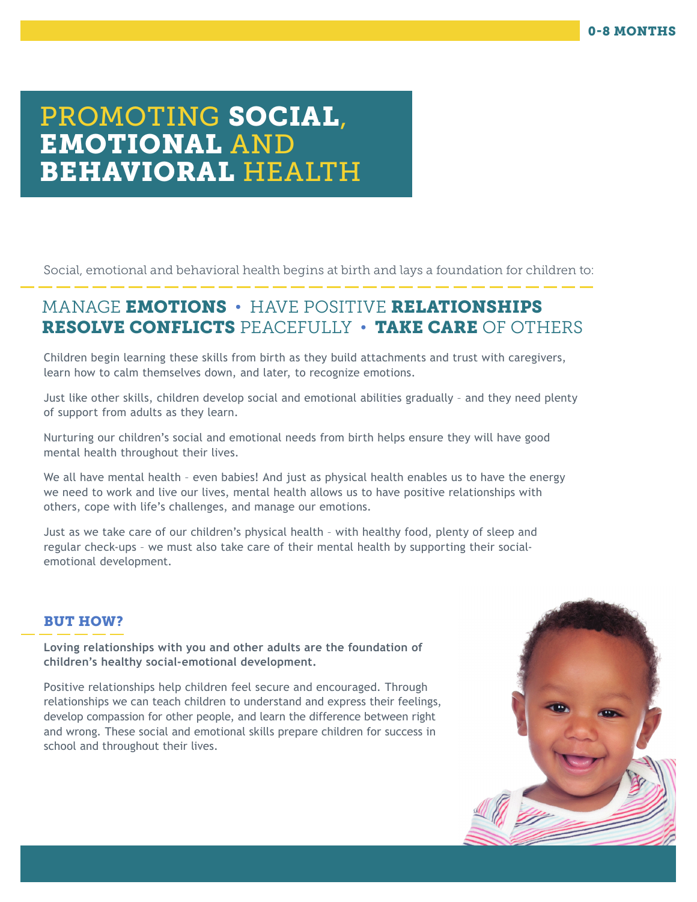0-8 MONTHS

# PROMOTING SOCIAL, EMOTIONAL AND BEHAVIORAL HEALTH

Social, emotional and behavioral health begins at birth and lays a foundation for children to:

## MANAGE **EMOTIONS** • HAVE POSITIVE **RELATIONSHIPS** **RESOLVE CONFLICTS** PEACEFULLY • **TAKE CARE** OF OTHERS

Children begin learning these skills from birth as they build attachments and trust with caregivers, learn how to calm themselves down, and later, to recognize emotions.

Just like other skills, children develop social and emotional abilities gradually – and they need plenty of support from adults as they learn.

Nurturing our children's social and emotional needs from birth helps ensure they will have good mental health throughout their lives.

We all have mental health – even babies! And just as physical health enables us to have the energy we need to work and live our lives, mental health allows us to have positive relationships with others, cope with life's challenges, and manage our emotions.

Just as we take care of our children's physical health – with healthy food, plenty of sleep and regular check-ups – we must also take care of their mental health by supporting their social-emotional development.

### BUT HOW?

**Loving relationships with you and other adults are the foundation of children's healthy social-emotional development.**

Positive relationships help children feel secure and encouraged. Through relationships we can teach children to understand and express their feelings, develop compassion for other people, and learn the difference between right and wrong. These social and emotional skills prepare children for success in school and throughout their lives.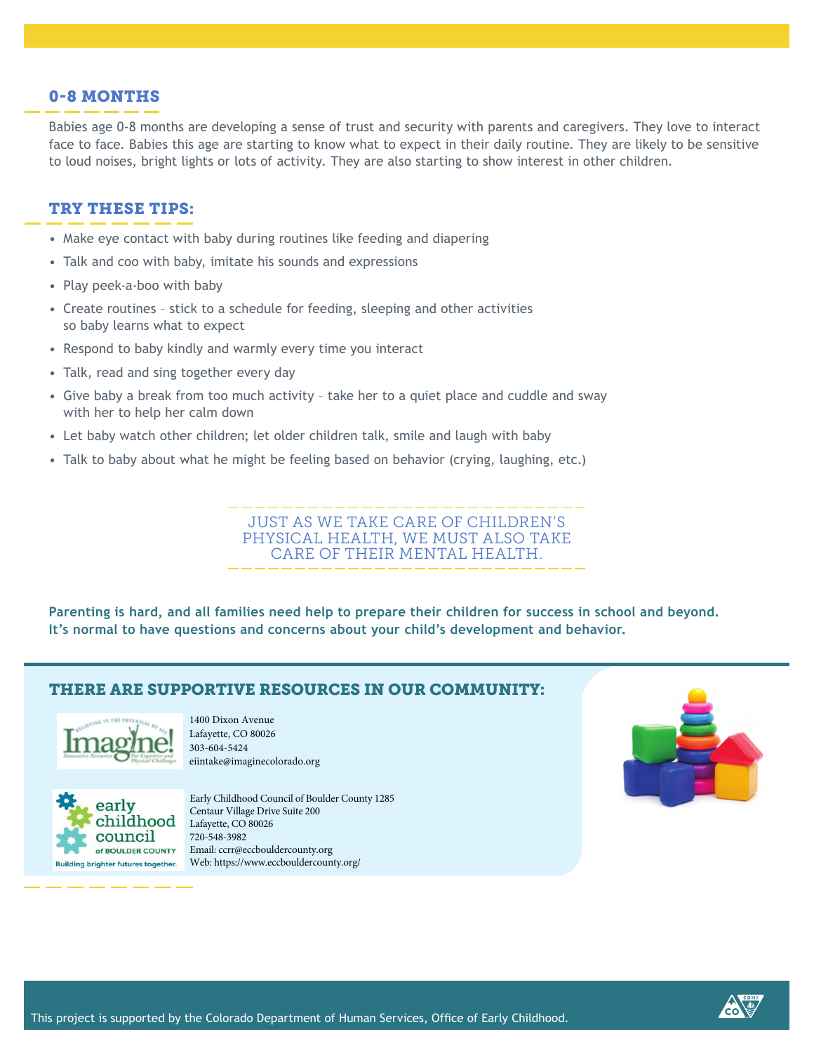## 0-8 MONTHS

Babies age 0-8 months are developing a sense of trust and security with parents and caregivers. They love to interact face to face. Babies this age are starting to know what to expect in their daily routine. They are likely to be sensitive to loud noises, bright lights or lots of activity. They are also starting to show interest in other children.

## TRY THESE TIPS:

- Make eye contact with baby during routines like feeding and diapering
- Talk and coo with baby, imitate his sounds and expressions
- Play peek-a-boo with baby
- Create routines – stick to a schedule for feeding, sleeping and other activities so baby learns what to expect
- Respond to baby kindly and warmly every time you interact
- Talk, read and sing together every day
- Give baby a break from too much activity – take her to a quiet place and cuddle and sway with her to help her calm down
- Let baby watch other children; let older children talk, smile and laugh with baby
- Talk to baby about what he might be feeling based on behavior (crying, laughing, etc.)

JUST AS WE TAKE CARE OF CHILDREN'S PHYSICAL HEALTH, WE MUST ALSO TAKE CARE OF THEIR MENTAL HEALTH.

**Parenting is hard, and all families need help to prepare their children for success in school and beyond. It's normal to have questions and concerns about your child's development and behavior.**

## THERE ARE SUPPORTIVE RESOURCES IN OUR COMMUNITY:

Imagine!

1400 Dixon Avenue
Lafayette, CO 80026
303-604-5424
eiintake@imaginecolorado.org

early childhood council of BOULDER COUNTY – Building brighter futures together.

Early Childhood Council of Boulder County 1285 Centaur Village Drive Suite 200
Lafayette, CO 80026
720-548-3982
Email: ccrr@eccbouldercounty.org
Web: https://www.eccbouldercounty.org/

This project is supported by the Colorado Department of Human Services, Office of Early Childhood.